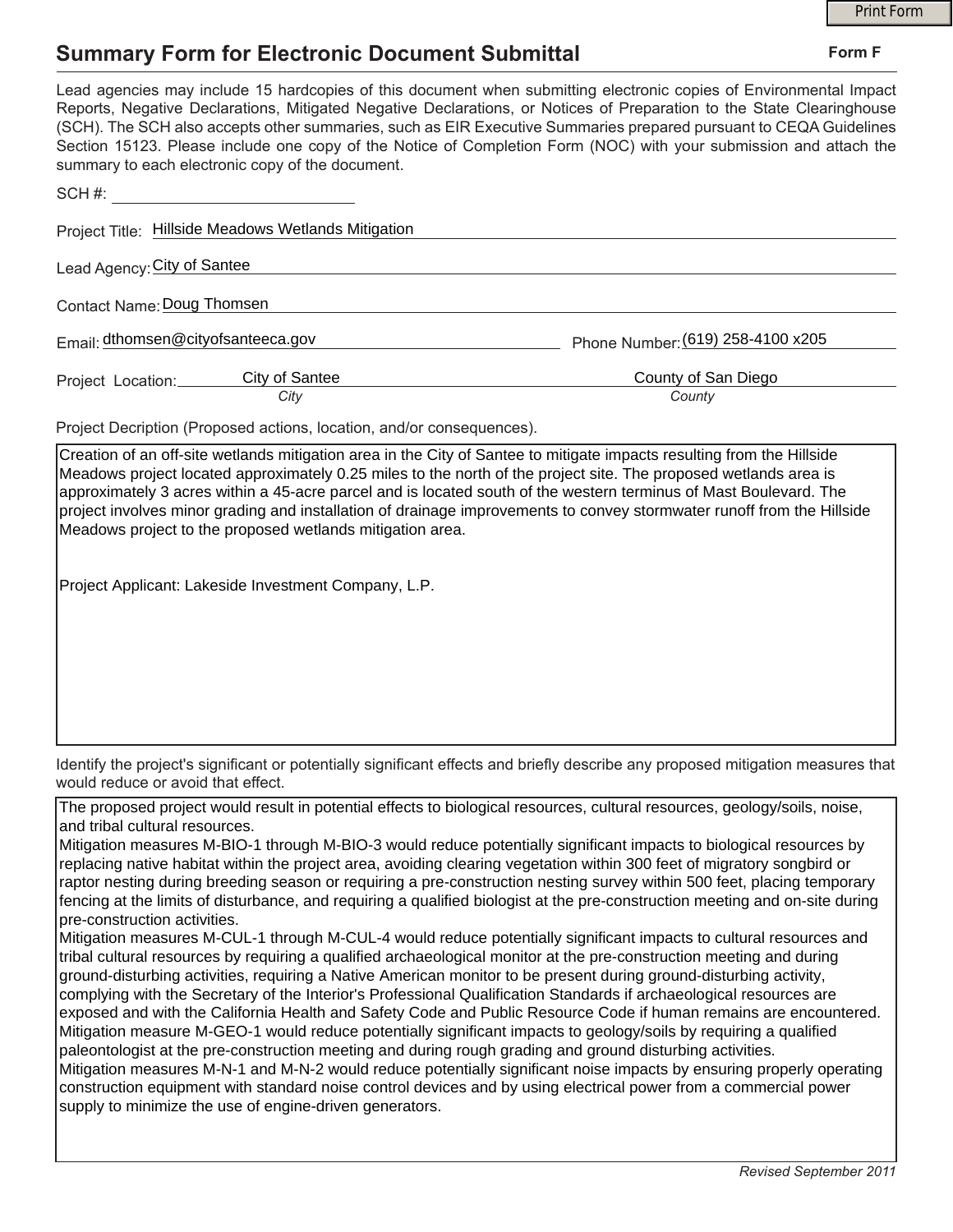# Summary Form for Electronic Document Submittal

**Form F**

Lead agencies may include 15 hardcopies of this document when submitting electronic copies of Environmental Impact Reports, Negative Declarations, Mitigated Negative Declarations, or Notices of Preparation to the State Clearinghouse (SCH). The SCH also accepts other summaries, such as EIR Executive Summaries prepared pursuant to CEQA Guidelines Section 15123. Please include one copy of the Notice of Completion Form (NOC) with your submission and attach the summary to each electronic copy of the document.

SCH #: ____________________

Project Title: Hillside Meadows Wetlands Mitigation

Lead Agency: City of Santee

Contact Name: Doug Thomsen

Email: dthomsen@cityofsanteeca.gov

Phone Number: (619) 258-4100 x205

Project Location: City of Santee (*City*), County of San Diego (*County*)

Project Decription (Proposed actions, location, and/or consequences).

Creation of an off-site wetlands mitigation area in the City of Santee to mitigate impacts resulting from the Hillside Meadows project located approximately 0.25 miles to the north of the project site. The proposed wetlands area is approximately 3 acres within a 45-acre parcel and is located south of the western terminus of Mast Boulevard. The project involves minor grading and installation of drainage improvements to convey stormwater runoff from the Hillside Meadows project to the proposed wetlands mitigation area.

Project Applicant: Lakeside Investment Company, L.P.

Identify the project's significant or potentially significant effects and briefly describe any proposed mitigation measures that would reduce or avoid that effect.

The proposed project would result in potential effects to biological resources, cultural resources, geology/soils, noise, and tribal cultural resources.

Mitigation measures M-BIO-1 through M-BIO-3 would reduce potentially significant impacts to biological resources by replacing native habitat within the project area, avoiding clearing vegetation within 300 feet of migratory songbird or raptor nesting during breeding season or requiring a pre-construction nesting survey within 500 feet, placing temporary fencing at the limits of disturbance, and requiring a qualified biologist at the pre-construction meeting and on-site during pre-construction activities.

Mitigation measures M-CUL-1 through M-CUL-4 would reduce potentially significant impacts to cultural resources and tribal cultural resources by requiring a qualified archaeological monitor at the pre-construction meeting and during ground-disturbing activities, requiring a Native American monitor to be present during ground-disturbing activity, complying with the Secretary of the Interior's Professional Qualification Standards if archaeological resources are exposed and with the California Health and Safety Code and Public Resource Code if human remains are encountered.

Mitigation measure M-GEO-1 would reduce potentially significant impacts to geology/soils by requiring a qualified paleontologist at the pre-construction meeting and during rough grading and ground disturbing activities.

Mitigation measures M-N-1 and M-N-2 would reduce potentially significant noise impacts by ensuring properly operating construction equipment with standard noise control devices and by using electrical power from a commercial power supply to minimize the use of engine-driven generators.

*Revised September 2011*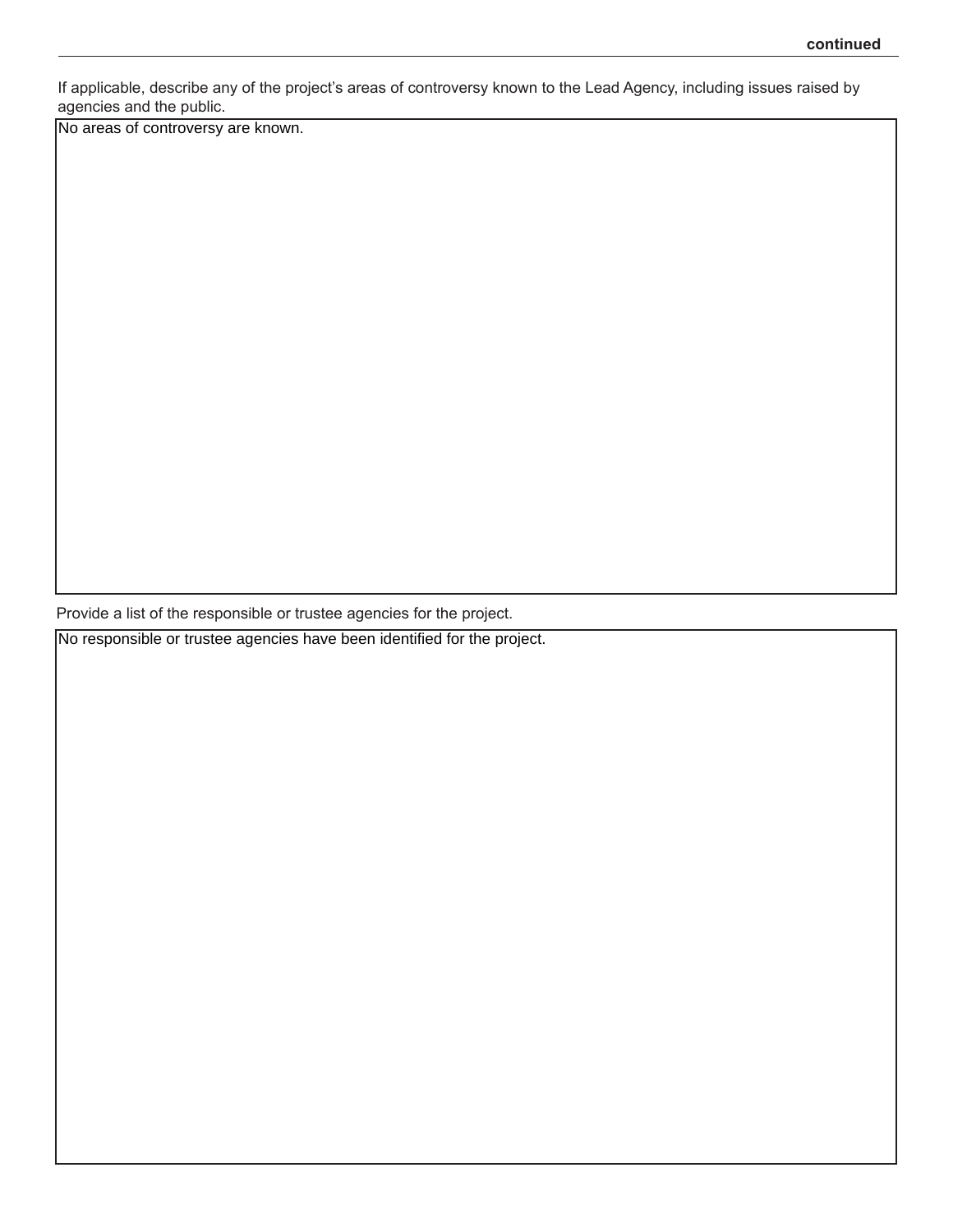If applicable, describe any of the project's areas of controversy known to the Lead Agency, including issues raised by agencies and the public.

No areas of controversy are known.

Provide a list of the responsible or trustee agencies for the project.

No responsible or trustee agencies have been identified for the project.